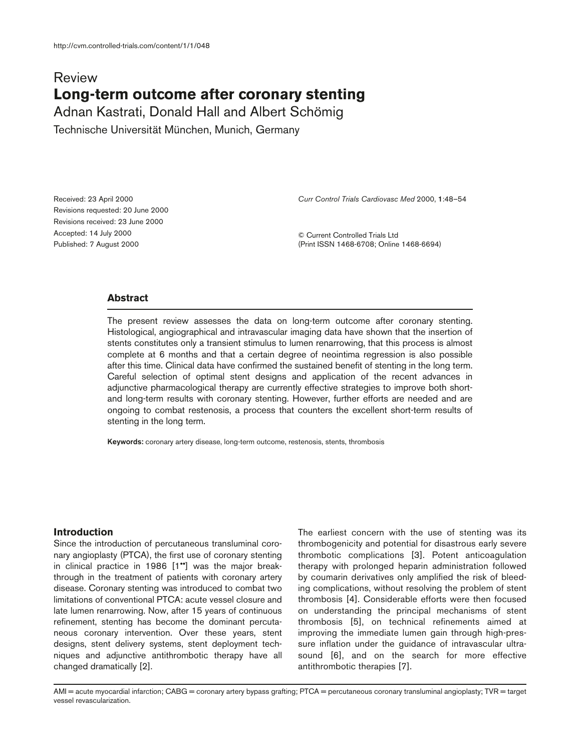http://cvm.controlled-trials.com/content/1/1/048

Review

# Long-term outcome after coronary stenting

Adnan Kastrati, Donald Hall and Albert Schömig

Technische Universität München, Munich, Germany

Received: 23 April 2000
Revisions requested: 20 June 2000
Revisions received: 23 June 2000
Accepted: 14 July 2000
Published: 7 August 2000

*Curr Control Trials Cardiovasc Med* 2000, **1**:48–54

© Current Controlled Trials Ltd
(Print ISSN 1468-6708; Online 1468-6694)

## Abstract

The present review assesses the data on long-term outcome after coronary stenting. Histological, angiographical and intravascular imaging data have shown that the insertion of stents constitutes only a transient stimulus to lumen renarrowing, that this process is almost complete at 6 months and that a certain degree of neointima regression is also possible after this time. Clinical data have confirmed the sustained benefit of stenting in the long term. Careful selection of optimal stent designs and application of the recent advances in adjunctive pharmacological therapy are currently effective strategies to improve both short- and long-term results with coronary stenting. However, further efforts are needed and are ongoing to combat restenosis, a process that counters the excellent short-term results of stenting in the long term.

**Keywords:** coronary artery disease, long-term outcome, restenosis, stents, thrombosis

## Introduction

Since the introduction of percutaneous transluminal coronary angioplasty (PTCA), the first use of coronary stenting in clinical practice in 1986 [1••] was the major breakthrough in the treatment of patients with coronary artery disease. Coronary stenting was introduced to combat two limitations of conventional PTCA: acute vessel closure and late lumen renarrowing. Now, after 15 years of continuous refinement, stenting has become the dominant percutaneous coronary intervention. Over these years, stent designs, stent delivery systems, stent deployment techniques and adjunctive antithrombotic therapy have all changed dramatically [2].

The earliest concern with the use of stenting was its thrombogenicity and potential for disastrous early severe thrombotic complications [3]. Potent anticoagulation therapy with prolonged heparin administration followed by coumarin derivatives only amplified the risk of bleeding complications, without resolving the problem of stent thrombosis [4]. Considerable efforts were then focused on understanding the principal mechanisms of stent thrombosis [5], on technical refinements aimed at improving the immediate lumen gain through high-pressure inflation under the guidance of intravascular ultrasound [6], and on the search for more effective antithrombotic therapies [7].

AMI = acute myocardial infarction; CABG = coronary artery bypass grafting; PTCA = percutaneous coronary transluminal angioplasty; TVR = target vessel revascularization.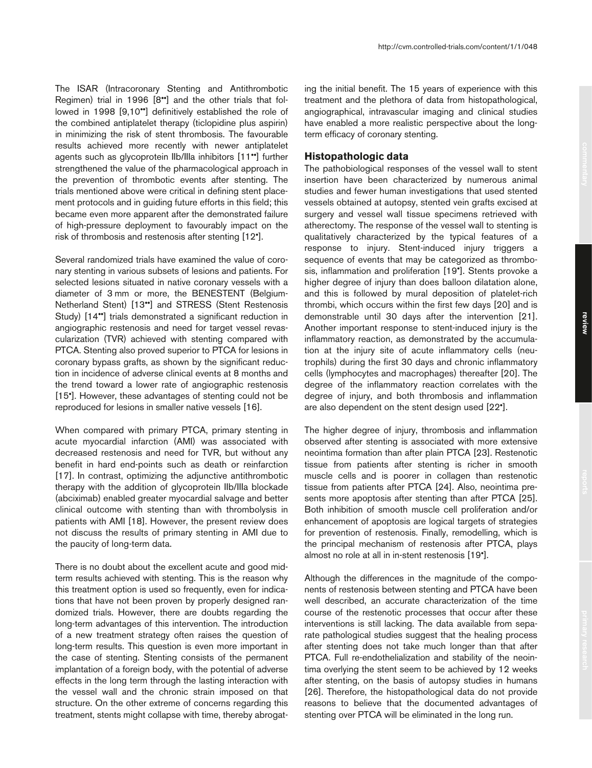The ISAR (Intracoronary Stenting and Antithrombotic Regimen) trial in 1996 [8••] and the other trials that followed in 1998 [9,10••] definitively established the role of the combined antiplatelet therapy (ticlopidine plus aspirin) in minimizing the risk of stent thrombosis. The favourable results achieved more recently with newer antiplatelet agents such as glycoprotein IIb/IIIa inhibitors [11••] further strengthened the value of the pharmacological approach in the prevention of thrombotic events after stenting. The trials mentioned above were critical in defining stent placement protocols and in guiding future efforts in this field; this became even more apparent after the demonstrated failure of high-pressure deployment to favourably impact on the risk of thrombosis and restenosis after stenting [12•].

Several randomized trials have examined the value of coronary stenting in various subsets of lesions and patients. For selected lesions situated in native coronary vessels with a diameter of 3 mm or more, the BENESTENT (Belgium-Netherland Stent) [13••] and STRESS (Stent Restenosis Study) [14••] trials demonstrated a significant reduction in angiographic restenosis and need for target vessel revascularization (TVR) achieved with stenting compared with PTCA. Stenting also proved superior to PTCA for lesions in coronary bypass grafts, as shown by the significant reduction in incidence of adverse clinical events at 8 months and the trend toward a lower rate of angiographic restenosis [15•]. However, these advantages of stenting could not be reproduced for lesions in smaller native vessels [16].

When compared with primary PTCA, primary stenting in acute myocardial infarction (AMI) was associated with decreased restenosis and need for TVR, but without any benefit in hard end-points such as death or reinfarction [17]. In contrast, optimizing the adjunctive antithrombotic therapy with the addition of glycoprotein IIb/IIIa blockade (abciximab) enabled greater myocardial salvage and better clinical outcome with stenting than with thrombolysis in patients with AMI [18]. However, the present review does not discuss the results of primary stenting in AMI due to the paucity of long-term data.

There is no doubt about the excellent acute and good mid-term results achieved with stenting. This is the reason why this treatment option is used so frequently, even for indications that have not been proven by properly designed randomized trials. However, there are doubts regarding the long-term advantages of this intervention. The introduction of a new treatment strategy often raises the question of long-term results. This question is even more important in the case of stenting. Stenting consists of the permanent implantation of a foreign body, with the potential of adverse effects in the long term through the lasting interaction with the vessel wall and the chronic strain imposed on that structure. On the other extreme of concerns regarding this treatment, stents might collapse with time, thereby abrogating the initial benefit. The 15 years of experience with this treatment and the plethora of data from histopathological, angiographical, intravascular imaging and clinical studies have enabled a more realistic perspective about the long-term efficacy of coronary stenting.

## Histopathologic data

The pathobiological responses of the vessel wall to stent insertion have been characterized by numerous animal studies and fewer human investigations that used stented vessels obtained at autopsy, stented vein grafts excised at surgery and vessel wall tissue specimens retrieved with atherectomy. The response of the vessel wall to stenting is qualitatively characterized by the typical features of a response to injury. Stent-induced injury triggers a sequence of events that may be categorized as thrombosis, inflammation and proliferation [19•]. Stents provoke a higher degree of injury than does balloon dilatation alone, and this is followed by mural deposition of platelet-rich thrombi, which occurs within the first few days [20] and is demonstrable until 30 days after the intervention [21]. Another important response to stent-induced injury is the inflammatory reaction, as demonstrated by the accumulation at the injury site of acute inflammatory cells (neutrophils) during the first 30 days and chronic inflammatory cells (lymphocytes and macrophages) thereafter [20]. The degree of the inflammatory reaction correlates with the degree of injury, and both thrombosis and inflammation are also dependent on the stent design used [22•].

The higher degree of injury, thrombosis and inflammation observed after stenting is associated with more extensive neointima formation than after plain PTCA [23]. Restenotic tissue from patients after stenting is richer in smooth muscle cells and is poorer in collagen than restenotic tissue from patients after PTCA [24]. Also, neointima presents more apoptosis after stenting than after PTCA [25]. Both inhibition of smooth muscle cell proliferation and/or enhancement of apoptosis are logical targets of strategies for prevention of restenosis. Finally, remodelling, which is the principal mechanism of restenosis after PTCA, plays almost no role at all in in-stent restenosis [19•].

Although the differences in the magnitude of the components of restenosis between stenting and PTCA have been well described, an accurate characterization of the time course of the restenotic processes that occur after these interventions is still lacking. The data available from separate pathological studies suggest that the healing process after stenting does not take much longer than that after PTCA. Full re-endothelialization and stability of the neointima overlying the stent seem to be achieved by 12 weeks after stenting, on the basis of autopsy studies in humans [26]. Therefore, the histopathological data do not provide reasons to believe that the documented advantages of stenting over PTCA will be eliminated in the long run.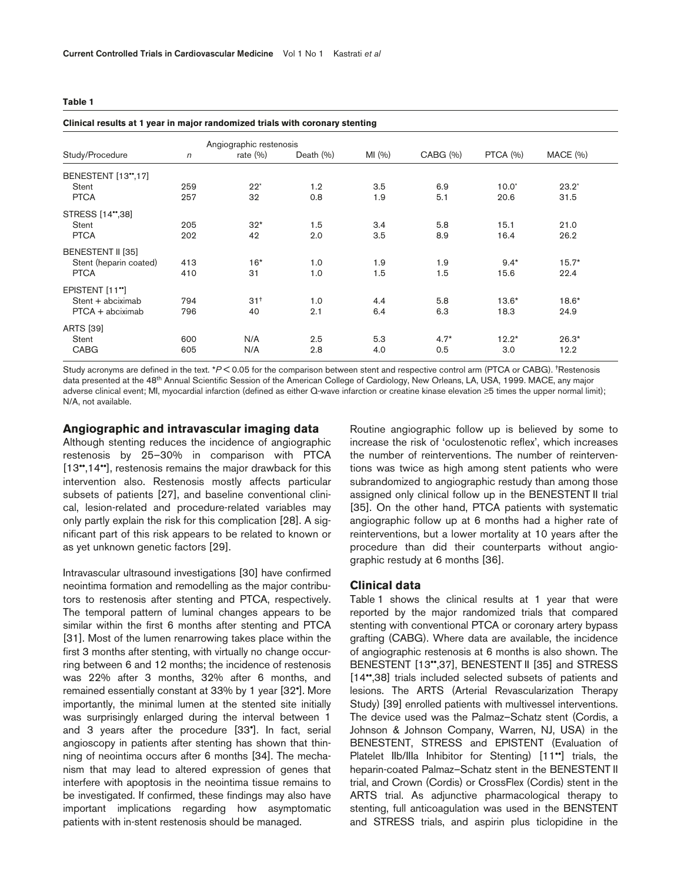**Table 1**

**Clinical results at 1 year in major randomized trials with coronary stenting**

| Study/Procedure | *n* | Angiographic restenosis rate (%) | Death (%) | MI (%) | CABG (%) | PTCA (%) | MACE (%) |
|---|---|---|---|---|---|---|---|
| BENESTENT [13••,17] | | | | | | | |
| Stent | 259 | 22* | 1.2 | 3.5 | 6.9 | 10.0* | 23.2* |
| PTCA | 257 | 32 | 0.8 | 1.9 | 5.1 | 20.6 | 31.5 |
| STRESS [14••,38] | | | | | | | |
| Stent | 205 | 32* | 1.5 | 3.4 | 5.8 | 15.1 | 21.0 |
| PTCA | 202 | 42 | 2.0 | 3.5 | 8.9 | 16.4 | 26.2 |
| BENESTENT II [35] | | | | | | | |
| Stent (heparin coated) | 413 | 16* | 1.0 | 1.9 | 1.9 | 9.4* | 15.7* |
| PTCA | 410 | 31 | 1.0 | 1.5 | 1.5 | 15.6 | 22.4 |
| EPISTENT [11••] | | | | | | | |
| Stent + abciximab | 794 | 31† | 1.0 | 4.4 | 5.8 | 13.6* | 18.6* |
| PTCA + abciximab | 796 | 40 | 2.1 | 6.4 | 6.3 | 18.3 | 24.9 |
| ARTS [39] | | | | | | | |
| Stent | 600 | N/A | 2.5 | 5.3 | 4.7* | 12.2* | 26.3* |
| CABG | 605 | N/A | 2.8 | 4.0 | 0.5 | 3.0 | 12.2 |

Study acronyms are defined in the text. *$P < 0.05$ for the comparison between stent and respective control arm (PTCA or CABG). †Restenosis data presented at the 48th Annual Scientific Session of the American College of Cardiology, New Orleans, LA, USA, 1999. MACE, any major adverse clinical event; MI, myocardial infarction (defined as either Q-wave infarction or creatine kinase elevation ≥5 times the upper normal limit); N/A, not available.

## Angiographic and intravascular imaging data

Although stenting reduces the incidence of angiographic restenosis by 25–30% in comparison with PTCA [13••,14••], restenosis remains the major drawback for this intervention also. Restenosis mostly affects particular subsets of patients [27], and baseline conventional clinical, lesion-related and procedure-related variables may only partly explain the risk for this complication [28]. A significant part of this risk appears to be related to known or as yet unknown genetic factors [29].

Intravascular ultrasound investigations [30] have confirmed neointima formation and remodelling as the major contributors to restenosis after stenting and PTCA, respectively. The temporal pattern of luminal changes appears to be similar within the first 6 months after stenting and PTCA [31]. Most of the lumen renarrowing takes place within the first 3 months after stenting, with virtually no change occurring between 6 and 12 months; the incidence of restenosis was 22% after 3 months, 32% after 6 months, and remained essentially constant at 33% by 1 year [32•]. More importantly, the minimal lumen at the stented site initially was surprisingly enlarged during the interval between 1 and 3 years after the procedure [33•]. In fact, serial angioscopy in patients after stenting has shown that thinning of neointima occurs after 6 months [34]. The mechanism that may lead to altered expression of genes that interfere with apoptosis in the neointima tissue remains to be investigated. If confirmed, these findings may also have important implications regarding how asymptomatic patients with in-stent restenosis should be managed.

Routine angiographic follow up is believed by some to increase the risk of 'oculostenotic reflex', which increases the number of reinterventions. The number of reinterventions was twice as high among stent patients who were subrandomized to angiographic restudy than among those assigned only clinical follow up in the BENESTENT II trial [35]. On the other hand, PTCA patients with systematic angiographic follow up at 6 months had a higher rate of reinterventions, but a lower mortality at 10 years after the procedure than did their counterparts without angiographic restudy at 6 months [36].

## Clinical data

Table 1 shows the clinical results at 1 year that were reported by the major randomized trials that compared stenting with conventional PTCA or coronary artery bypass grafting (CABG). Where data are available, the incidence of angiographic restenosis at 6 months is also shown. The BENESTENT [13••,37], BENESTENT II [35] and STRESS [14••,38] trials included selected subsets of patients and lesions. The ARTS (Arterial Revascularization Therapy Study) [39] enrolled patients with multivessel interventions. The device used was the Palmaz–Schatz stent (Cordis, a Johnson & Johnson Company, Warren, NJ, USA) in the BENESTENT, STRESS and EPISTENT (Evaluation of Platelet IIb/IIIa Inhibitor for Stenting) [11••] trials, the heparin-coated Palmaz–Schatz stent in the BENESTENT II trial, and Crown (Cordis) or CrossFlex (Cordis) stent in the ARTS trial. As adjunctive pharmacological therapy to stenting, full anticoagulation was used in the BENSTENT and STRESS trials, and aspirin plus ticlopidine in the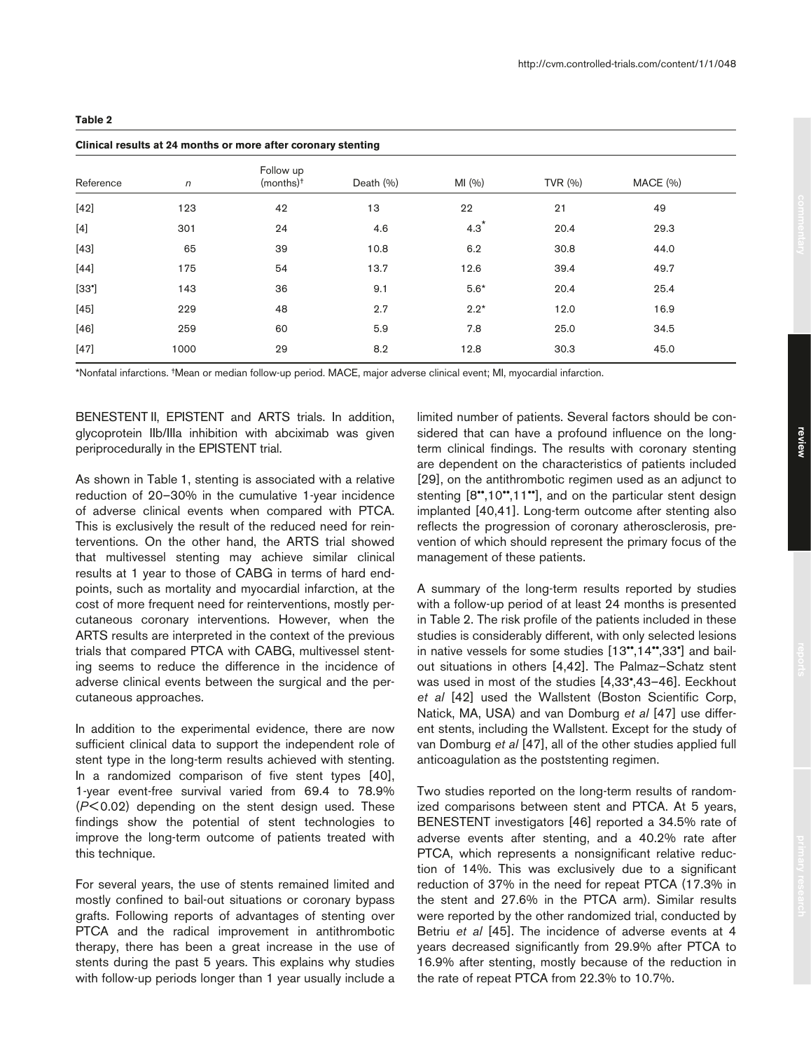**Table 2**

**Clinical results at 24 months or more after coronary stenting**

| Reference | *n* | Follow up (months)[†] | Death (%) | MI (%) | TVR (%) | MACE (%) |
|---|---|---|---|---|---|---|
| [42] | 123 | 42 | 13 | 22 | 21 | 49 |
| [4] | 301 | 24 | 4.6 | 4.3* | 20.4 | 29.3 |
| [43] | 65 | 39 | 10.8 | 6.2 | 30.8 | 44.0 |
| [44] | 175 | 54 | 13.7 | 12.6 | 39.4 | 49.7 |
| [33•] | 143 | 36 | 9.1 | 5.6* | 20.4 | 25.4 |
| [45] | 229 | 48 | 2.7 | 2.2* | 12.0 | 16.9 |
| [46] | 259 | 60 | 5.9 | 7.8 | 25.0 | 34.5 |
| [47] | 1000 | 29 | 8.2 | 12.8 | 30.3 | 45.0 |

*Nonfatal infarctions. †Mean or median follow-up period. MACE, major adverse clinical event; MI, myocardial infarction.

BENESTENT II, EPISTENT and ARTS trials. In addition, glycoprotein IIb/IIIa inhibition with abciximab was given periprocedurally in the EPISTENT trial.

As shown in Table 1, stenting is associated with a relative reduction of 20–30% in the cumulative 1-year incidence of adverse clinical events when compared with PTCA. This is exclusively the result of the reduced need for reinterventions. On the other hand, the ARTS trial showed that multivessel stenting may achieve similar clinical results at 1 year to those of CABG in terms of hard endpoints, such as mortality and myocardial infarction, at the cost of more frequent need for reinterventions, mostly percutaneous coronary interventions. However, when the ARTS results are interpreted in the context of the previous trials that compared PTCA with CABG, multivessel stenting seems to reduce the difference in the incidence of adverse clinical events between the surgical and the percutaneous approaches.

In addition to the experimental evidence, there are now sufficient clinical data to support the independent role of stent type in the long-term results achieved with stenting. In a randomized comparison of five stent types [40], 1-year event-free survival varied from 69.4 to 78.9% ($P < 0.02$) depending on the stent design used. These findings show the potential of stent technologies to improve the long-term outcome of patients treated with this technique.

For several years, the use of stents remained limited and mostly confined to bail-out situations or coronary bypass grafts. Following reports of advantages of stenting over PTCA and the radical improvement in antithrombotic therapy, there has been a great increase in the use of stents during the past 5 years. This explains why studies with follow-up periods longer than 1 year usually include a limited number of patients. Several factors should be considered that can have a profound influence on the long-term clinical findings. The results with coronary stenting are dependent on the characteristics of patients included [29], on the antithrombotic regimen used as an adjunct to stenting [8••,10••,11••], and on the particular stent design implanted [40,41]. Long-term outcome after stenting also reflects the progression of coronary atherosclerosis, prevention of which should represent the primary focus of the management of these patients.

A summary of the long-term results reported by studies with a follow-up period of at least 24 months is presented in Table 2. The risk profile of the patients included in these studies is considerably different, with only selected lesions in native vessels for some studies [13••,14••,33•] and bail-out situations in others [4,42]. The Palmaz–Schatz stent was used in most of the studies [4,33•,43–46]. Eeckhout *et al* [42] used the Wallstent (Boston Scientific Corp, Natick, MA, USA) and van Domburg *et al* [47] use different stents, including the Wallstent. Except for the study of van Domburg *et al* [47], all of the other studies applied full anticoagulation as the poststenting regimen.

Two studies reported on the long-term results of randomized comparisons between stent and PTCA. At 5 years, BENESTENT investigators [46] reported a 34.5% rate of adverse events after stenting, and a 40.2% rate after PTCA, which represents a nonsignificant relative reduction of 14%. This was exclusively due to a significant reduction of 37% in the need for repeat PTCA (17.3% in the stent and 27.6% in the PTCA arm). Similar results were reported by the other randomized trial, conducted by Betriu *et al* [45]. The incidence of adverse events at 4 years decreased significantly from 29.9% after PTCA to 16.9% after stenting, mostly because of the reduction in the rate of repeat PTCA from 22.3% to 10.7%.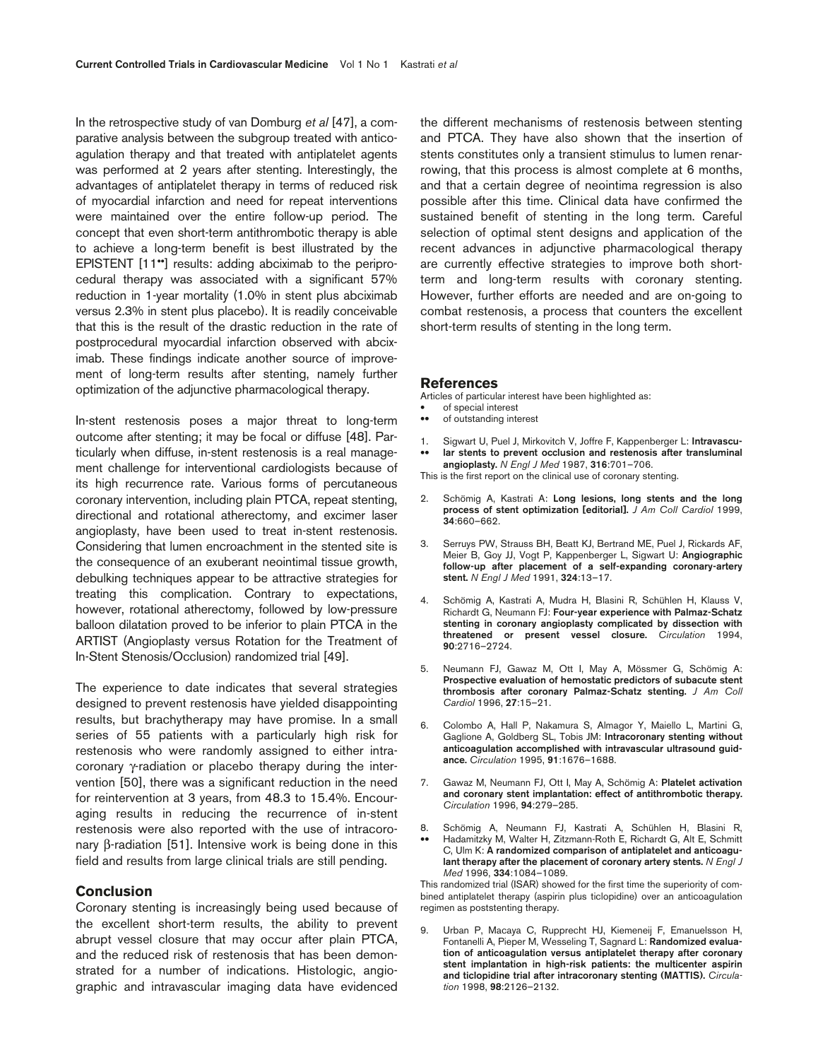In the retrospective study of van Domburg *et al* [47], a comparative analysis between the subgroup treated with anticoagulation therapy and that treated with antiplatelet agents was performed at 2 years after stenting. Interestingly, the advantages of antiplatelet therapy in terms of reduced risk of myocardial infarction and need for repeat interventions were maintained over the entire follow-up period. The concept that even short-term antithrombotic therapy is able to achieve a long-term benefit is best illustrated by the EPISTENT [11••] results: adding abciximab to the periprocedural therapy was associated with a significant 57% reduction in 1-year mortality (1.0% in stent plus abciximab versus 2.3% in stent plus placebo). It is readily conceivable that this is the result of the drastic reduction in the rate of postprocedural myocardial infarction observed with abciximab. These findings indicate another source of improvement of long-term results after stenting, namely further optimization of the adjunctive pharmacological therapy.

In-stent restenosis poses a major threat to long-term outcome after stenting; it may be focal or diffuse [48]. Particularly when diffuse, in-stent restenosis is a real management challenge for interventional cardiologists because of its high recurrence rate. Various forms of percutaneous coronary intervention, including plain PTCA, repeat stenting, directional and rotational atherectomy, and excimer laser angioplasty, have been used to treat in-stent restenosis. Considering that lumen encroachment in the stented site is the consequence of an exuberant neointimal tissue growth, debulking techniques appear to be attractive strategies for treating this complication. Contrary to expectations, however, rotational atherectomy, followed by low-pressure balloon dilatation proved to be inferior to plain PTCA in the ARTIST (Angioplasty versus Rotation for the Treatment of In-Stent Stenosis/Occlusion) randomized trial [49].

The experience to date indicates that several strategies designed to prevent restenosis have yielded disappointing results, but brachytherapy may have promise. In a small series of 55 patients with a particularly high risk for restenosis who were randomly assigned to either intracoronary $\gamma$-radiation or placebo therapy during the intervention [50], there was a significant reduction in the need for reintervention at 3 years, from 48.3 to 15.4%. Encouraging results in reducing the recurrence of in-stent restenosis were also reported with the use of intracoronary $\beta$-radiation [51]. Intensive work is being done in this field and results from large clinical trials are still pending.

## Conclusion

Coronary stenting is increasingly being used because of the excellent short-term results, the ability to prevent abrupt vessel closure that may occur after plain PTCA, and the reduced risk of restenosis that has been demonstrated for a number of indications. Histologic, angiographic and intravascular imaging data have evidenced the different mechanisms of restenosis between stenting and PTCA. They have also shown that the insertion of stents constitutes only a transient stimulus to lumen renarrowing, that this process is almost complete at 6 months, and that a certain degree of neointima regression is also possible after this time. Clinical data have confirmed the sustained benefit of stenting in the long term. Careful selection of optimal stent designs and application of the recent advances in adjunctive pharmacological therapy are currently effective strategies to improve both short-term and long-term results with coronary stenting. However, further efforts are needed and are on-going to combat restenosis, a process that counters the excellent short-term results of stenting in the long term.

## References

Articles of particular interest have been highlighted as:
- • of special interest
- •• of outstanding interest

1. •• Sigwart U, Puel J, Mirkovitch V, Joffre F, Kappenberger L: **Intravascular stents to prevent occlusion and restenosis after transluminal angioplasty.** *N Engl J Med* 1987, **316**:701–706.
   This is the first report on the clinical use of coronary stenting.
2. Schömig A, Kastrati A: **Long lesions, long stents and the long process of stent optimization [editorial].** *J Am Coll Cardiol* 1999, **34**:660–662.
3. Serruys PW, Strauss BH, Beatt KJ, Bertrand ME, Puel J, Rickards AF, Meier B, Goy JJ, Vogt P, Kappenberger L, Sigwart U: **Angiographic follow-up after placement of a self-expanding coronary-artery stent.** *N Engl J Med* 1991, **324**:13–17.
4. Schömig A, Kastrati A, Mudra H, Blasini R, Schühlen H, Klauss V, Richardt G, Neumann FJ: **Four-year experience with Palmaz-Schatz stenting in coronary angioplasty complicated by dissection with threatened or present vessel closure.** *Circulation* 1994, **90**:2716–2724.
5. Neumann FJ, Gawaz M, Ott I, May A, Mössmer G, Schömig A: **Prospective evaluation of hemostatic predictors of subacute stent thrombosis after coronary Palmaz-Schatz stenting.** *J Am Coll Cardiol* 1996, **27**:15–21.
6. Colombo A, Hall P, Nakamura S, Almagor Y, Maiello L, Martini G, Gaglione A, Goldberg SL, Tobis JM: **Intracoronary stenting without anticoagulation accomplished with intravascular ultrasound guidance.** *Circulation* 1995, **91**:1676–1688.
7. Gawaz M, Neumann FJ, Ott I, May A, Schömig A: **Platelet activation and coronary stent implantation: effect of antithrombotic therapy.** *Circulation* 1996, **94**:279–285.
8. •• Schömig A, Neumann FJ, Kastrati A, Schühlen H, Blasini R, Hadamitzky M, Walter H, Zitzmann-Roth E, Richardt G, Alt E, Schmitt C, Ulm K: **A randomized comparison of antiplatelet and anticoagulant therapy after the placement of coronary artery stents.** *N Engl J Med* 1996, **334**:1084–1089.
   This randomized trial (ISAR) showed for the first time the superiority of combined antiplatelet therapy (aspirin plus ticlopidine) over an anticoagulation regimen as poststenting therapy.
9. Urban P, Macaya C, Rupprecht HJ, Kiemeneij F, Emanuelsson H, Fontanelli A, Pieper M, Wesseling T, Sagnard L: **Randomized evaluation of anticoagulation versus antiplatelet therapy after coronary stent implantation in high-risk patients: the multicenter aspirin and ticlopidine trial after intracoronary stenting (MATTIS).** *Circulation* 1998, **98**:2126–2132.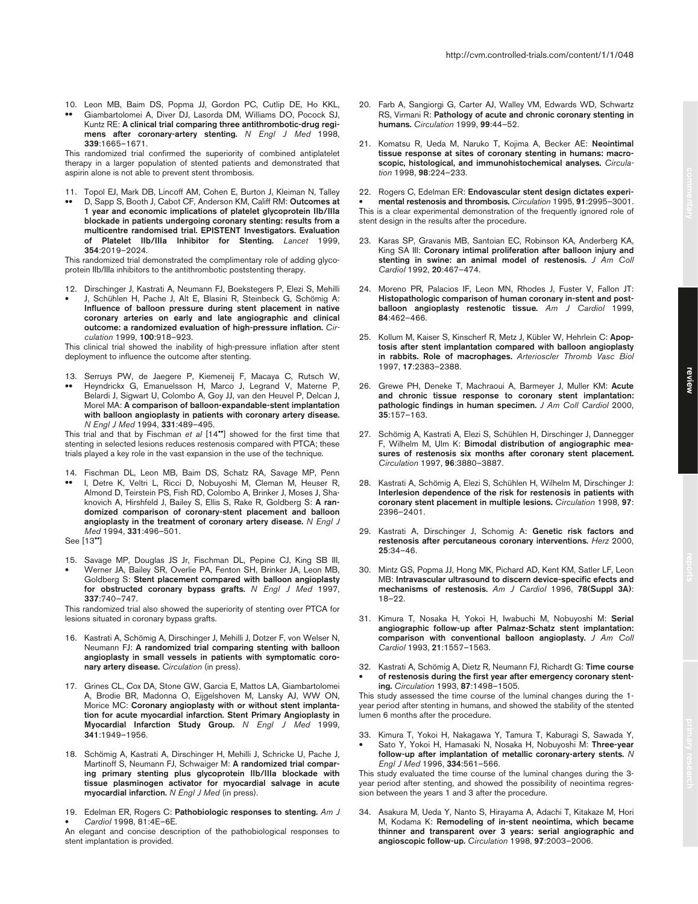10. Leon MB, Baim DS, Popma JJ, Gordon PC, Cutlip DE, Ho KKL, •• Giambartolomei A, Diver DJ, Lasorda DM, Williams DO, Pocock SJ, Kuntz RE: **A clinical trial comparing three antithrombotic-drug regimens after coronary-artery stenting.** *N Engl J Med* 1998, **339**:1665–1671.
This randomized trial confirmed the superiority of combined antiplatelet therapy in a larger population of stented patients and demonstrated that aspirin alone is not able to prevent stent thrombosis.

11. Topol EJ, Mark DB, Lincoff AM, Cohen E, Burton J, Kleiman N, Talley •• D, Sapp S, Booth J, Cabot CF, Anderson KM, Califf RM: **Outcomes at 1 year and economic implications of platelet glycoprotein IIb/IIIa blockade in patients undergoing coronary stenting: results from a multicentre randomised trial. EPISTENT Investigators. Evaluation of Platelet IIb/IIIa Inhibitor for Stenting.** *Lancet* 1999, **354**:2019–2024.
This randomized trial demonstrated the complimentary role of adding glycoprotein IIb/IIIa inhibitors to the antithrombotic poststenting therapy.

12. Dirschinger J, Kastrati A, Neumann FJ, Boekstegers P, Elezi S, Mehilli • J, Schühlen H, Pache J, Alt E, Blasini R, Steinbeck G, Schömig A: **Influence of balloon pressure during stent placement in native coronary arteries on early and late angiographic and clinical outcome: a randomized evaluation of high-pressure inflation.** *Circulation* 1999, **100**:918–923.
This clinical trial showed the inability of high-pressure inflation after stent deployment to influence the outcome after stenting.

13. Serruys PW, de Jaegere P, Kiemeneij F, Macaya C, Rutsch W, •• Heyndrickx G, Emanuelsson H, Marco J, Legrand V, Materne P, Belardi J, Sigwart U, Colombo A, Goy JJ, van den Heuvel P, Delcan J, Morel MA: **A comparison of balloon-expandable-stent implantation with balloon angioplasty in patients with coronary artery disease.** *N Engl J Med* 1994, **331**:489–495.
This trial and that by Fischman *et al* [14••] showed for the first time that stenting in selected lesions reduces restenosis compared with PTCA; these trials played a key role in the vast expansion in the use of the technique.

14. Fischman DL, Leon MB, Baim DS, Schatz RA, Savage MP, Penn •• I, Detre K, Veltri L, Ricci D, Nobuyoshi M, Cleman M, Heuser R, Almond D, Teirstein PS, Fish RD, Colombo A, Brinker J, Moses J, Shaknovich A, Hirshfeld J, Bailey S, Ellis S, Rake R, Goldberg S: **A randomized comparison of coronary-stent placement and balloon angioplasty in the treatment of coronary artery disease.** *N Engl J Med* 1994, **331**:496–501.
See [13••]

15. Savage MP, Douglas JS Jr, Fischman DL, Pepine CJ, King SB III, • Werner JA, Bailey SR, Overlie PA, Fenton SH, Brinker JA, Leon MB, Goldberg S: **Stent placement compared with balloon angioplasty for obstructed coronary bypass grafts.** *N Engl J Med* 1997, **337**:740–747.
This randomized trial also showed the superiority of stenting over PTCA for lesions situated in coronary bypass grafts.

16. Kastrati A, Schömig A, Dirschinger J, Mehilli J, Dotzer F, von Welser N, Neumann FJ: **A randomized trial comparing stenting with balloon angioplasty in small vessels in patients with symptomatic coronary artery disease.** *Circulation* (in press).

17. Grines CL, Cox DA, Stone GW, Garcia E, Mattos LA, Giambartolomei A, Brodie BR, Madonna O, Eijgelshoven M, Lansky AJ, WW ON, Morice MC: **Coronary angioplasty with or without stent implantation for acute myocardial infarction. Stent Primary Angioplasty in Myocardial Infarction Study Group.** *N Engl J Med* 1999, **341**:1949–1956.

18. Schömig A, Kastrati A, Dirschinger H, Mehilli J, Schricke U, Pache J, Martinoff S, Neumann FJ, Schwaiger M: **A randomized trial comparing primary stenting plus glycoprotein IIb/IIIa blockade with tissue plasminogen activator for myocardial salvage in acute myocardial infarction.** *N Engl J Med* (in press).

19. Edelman ER, Rogers C: **Pathobiologic responses to stenting.** *Am J* • *Cardiol* 1998, 81:4E–6E.
An elegant and concise description of the pathobiological responses to stent implantation is provided.

20. Farb A, Sangiorgi G, Carter AJ, Walley VM, Edwards WD, Schwartz RS, Virmani R: **Pathology of acute and chronic coronary stenting in humans.** *Circulation* 1999, **99**:44–52.

21. Komatsu R, Ueda M, Naruko T, Kojima A, Becker AE: **Neointimal tissue response at sites of coronary stenting in humans: macroscopic, histological, and immunohistochemical analyses.** *Circulation* 1998, **98**:224–233.

22. Rogers C, Edelman ER: **Endovascular stent design dictates experi-** • **mental restenosis and thrombosis.** *Circulation* 1995, **91**:2995–3001.
This is a clear experimental demonstration of the frequently ignored role of stent design in the results after the procedure.

23. Karas SP, Gravanis MB, Santoian EC, Robinson KA, Anderberg KA, King SA III: **Coronary intimal proliferation after balloon injury and stenting in swine: an animal model of restenosis.** *J Am Coll Cardiol* 1992, **20**:467–474.

24. Moreno PR, Palacios IF, Leon MN, Rhodes J, Fuster V, Fallon JT: **Histopathologic comparison of human coronary in-stent and post-balloon angioplasty restenotic tissue.** *Am J Cardiol* 1999, **84**:462–466.

25. Kollum M, Kaiser S, Kinscherf R, Metz J, Kübler W, Hehrlein C: **Apoptosis after stent implantation compared with balloon angioplasty in rabbits. Role of macrophages.** *Arterioscler Thromb Vasc Biol* 1997, **17**:2383–2388.

26. Grewe PH, Deneke T, Machraoui A, Barmeyer J, Muller KM: **Acute and chronic tissue response to coronary stent implantation: pathologic findings in human specimen.** *J Am Coll Cardiol* 2000, **35**:157–163.

27. Schömig A, Kastrati A, Elezi S, Schühlen H, Dirschinger J, Dannegger F, Wilhelm M, Ulm K: **Bimodal distribution of angiographic measures of restenosis six months after coronary stent placement.** *Circulation* 1997, **96**:3880–3887.

28. Kastrati A, Schömig A, Elezi S, Schühlen H, Wilhelm M, Dirschinger J: **Interlesion dependence of the risk for restenosis in patients with coronary stent placement in multiple lesions.** *Circulation* 1998, **97**: 2396–2401.

29. Kastrati A, Dirschinger J, Schomig A: **Genetic risk factors and restenosis after percutaneous coronary interventions.** *Herz* 2000, **25**:34–46.

30. Mintz GS, Popma JJ, Hong MK, Pichard AD, Kent KM, Satler LF, Leon MB: **Intravascular ultrasound to discern device-specific efects and mechanisms of restenosis.** *Am J Cardiol* 1996, **78(Suppl 3A)**: 18–22.

31. Kimura T, Nosaka H, Yokoi H, Iwabuchi M, Nobuyoshi M: **Serial angiographic follow-up after Palmaz-Schatz stent implantation: comparison with conventional balloon angioplasty.** *J Am Coll Cardiol* 1993, **21**:1557–1563.

32. Kastrati A, Schömig A, Dietz R, Neumann FJ, Richardt G: **Time course** • **of restenosis during the first year after emergency coronary stenting.** *Circulation* 1993, **87**:1498–1505.
This study assessed the time course of the luminal changes during the 1-year period after stenting in humans, and showed the stability of the stented lumen 6 months after the procedure.

33. Kimura T, Yokoi H, Nakagawa Y, Tamura T, Kaburagi S, Sawada Y, • Sato Y, Yokoi H, Hamasaki N, Nosaka H, Nobuyoshi M: **Three-year follow-up after implantation of metallic coronary-artery stents.** *N Engl J Med* 1996, **334**:561–566.
This study evaluated the time course of the luminal changes during the 3-year period after stenting, and showed the possibility of neointima regression between the years 1 and 3 after the procedure.

34. Asakura M, Ueda Y, Nanto S, Hirayama A, Adachi T, Kitakaze M, Hori M, Kodama K: **Remodeling of in-stent neointima, which became thinner and transparent over 3 years: serial angiographic and angioscopic follow-up.** *Circulation* 1998, **97**:2003–2006.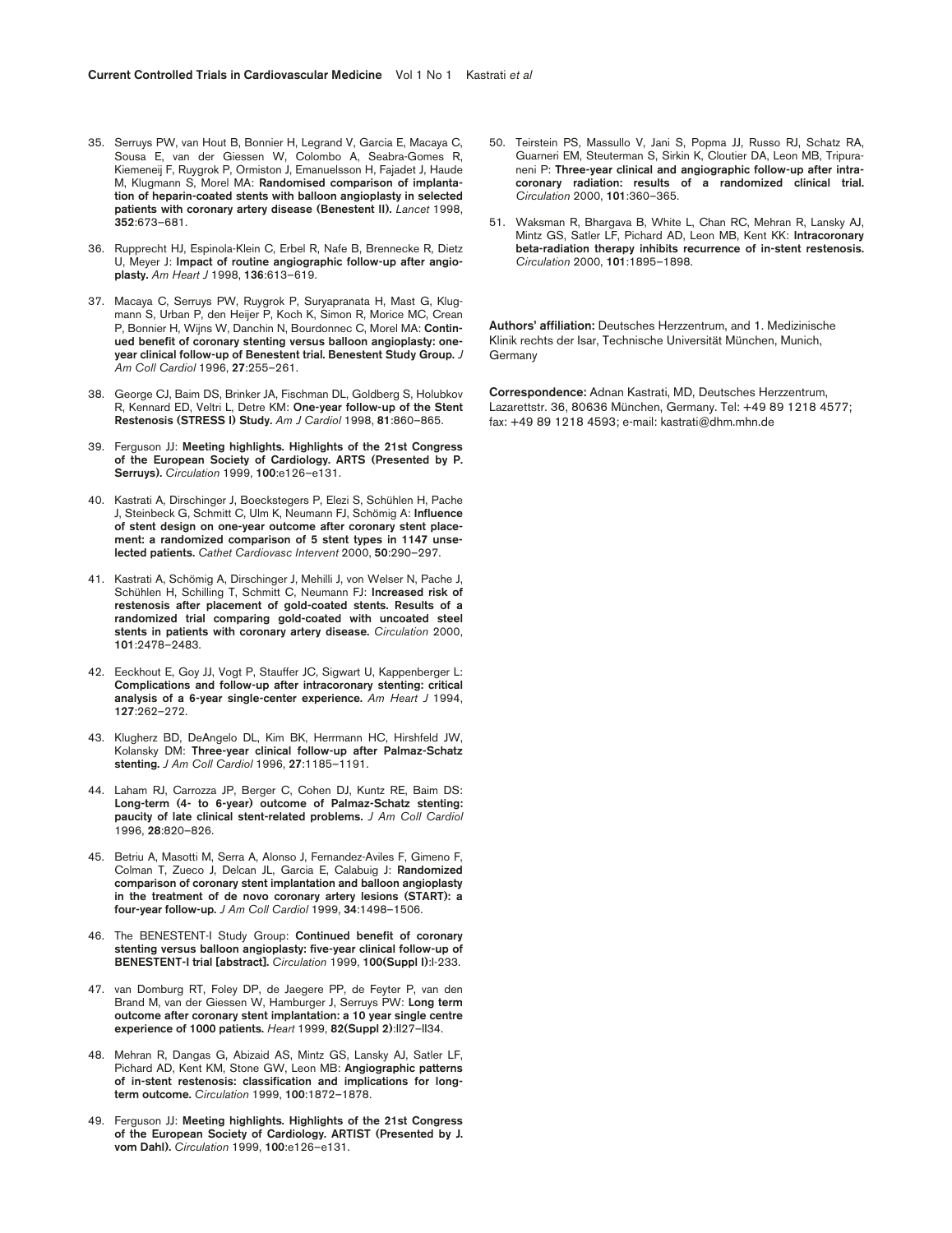35. Serruys PW, van Hout B, Bonnier H, Legrand V, Garcia E, Macaya C, Sousa E, van der Giessen W, Colombo A, Seabra-Gomes R, Kiemeneij F, Ruygrok P, Ormiston J, Emanuelsson H, Fajadet J, Haude M, Klugmann S, Morel MA: **Randomised comparison of implantation of heparin-coated stents with balloon angioplasty in selected patients with coronary artery disease (Benestent II).** *Lancet* 1998, **352**:673–681.

36. Rupprecht HJ, Espinola-Klein C, Erbel R, Nafe B, Brennecke R, Dietz U, Meyer J: **Impact of routine angiographic follow-up after angioplasty.** *Am Heart J* 1998, **136**:613–619.

37. Macaya C, Serruys PW, Ruygrok P, Suryapranata H, Mast G, Klugmann S, Urban P, den Heijer P, Koch K, Simon R, Morice MC, Crean P, Bonnier H, Wijns W, Danchin N, Bourdonnec C, Morel MA: **Continued benefit of coronary stenting versus balloon angioplasty: one-year clinical follow-up of Benestent trial. Benestent Study Group.** *J Am Coll Cardiol* 1996, **27**:255–261.

38. George CJ, Baim DS, Brinker JA, Fischman DL, Goldberg S, Holubkov R, Kennard ED, Veltri L, Detre KM: **One-year follow-up of the Stent Restenosis (STRESS I) Study.** *Am J Cardiol* 1998, **81**:860–865.

39. Ferguson JJ: **Meeting highlights. Highlights of the 21st Congress of the European Society of Cardiology. ARTS (Presented by P. Serruys).** *Circulation* 1999, **100**:e126–e131.

40. Kastrati A, Dirschinger J, Boeckstegers P, Elezi S, Schühlen H, Pache J, Steinbeck G, Schmitt C, Ulm K, Neumann FJ, Schömig A: **Influence of stent design on one-year outcome after coronary stent placement: a randomized comparison of 5 stent types in 1147 unselected patients.** *Cathet Cardiovasc Intervent* 2000, **50**:290–297.

41. Kastrati A, Schömig A, Dirschinger J, Mehilli J, von Welser N, Pache J, Schühlen H, Schilling T, Schmitt C, Neumann FJ: **Increased risk of restenosis after placement of gold-coated stents. Results of a randomized trial comparing gold-coated with uncoated steel stents in patients with coronary artery disease.** *Circulation* 2000, **101**:2478–2483.

42. Eeckhout E, Goy JJ, Vogt P, Stauffer JC, Sigwart U, Kappenberger L: **Complications and follow-up after intracoronary stenting: critical analysis of a 6-year single-center experience.** *Am Heart J* 1994, **127**:262–272.

43. Klugherz BD, DeAngelo DL, Kim BK, Herrmann HC, Hirshfeld JW, Kolansky DM: **Three-year clinical follow-up after Palmaz-Schatz stenting.** *J Am Coll Cardiol* 1996, **27**:1185–1191.

44. Laham RJ, Carrozza JP, Berger C, Cohen DJ, Kuntz RE, Baim DS: **Long-term (4- to 6-year) outcome of Palmaz-Schatz stenting: paucity of late clinical stent-related problems.** *J Am Coll Cardiol* 1996, **28**:820–826.

45. Betriu A, Masotti M, Serra A, Alonso J, Fernandez-Aviles F, Gimeno F, Colman T, Zueco J, Delcan JL, Garcia E, Calabuig J: **Randomized comparison of coronary stent implantation and balloon angioplasty in the treatment of de novo coronary artery lesions (START): a four-year follow-up.** *J Am Coll Cardiol* 1999, **34**:1498–1506.

46. The BENESTENT-I Study Group: **Continued benefit of coronary stenting versus balloon angioplasty: five-year clinical follow-up of BENESTENT-I trial [abstract].** *Circulation* 1999, **100(Suppl I)**:I-233.

47. van Domburg RT, Foley DP, de Jaegere PP, de Feyter P, van den Brand M, van der Giessen W, Hamburger J, Serruys PW: **Long term outcome after coronary stent implantation: a 10 year single centre experience of 1000 patients.** *Heart* 1999, **82(Suppl 2)**:II27–II34.

48. Mehran R, Dangas G, Abizaid AS, Mintz GS, Lansky AJ, Satler LF, Pichard AD, Kent KM, Stone GW, Leon MB: **Angiographic patterns of in-stent restenosis: classification and implications for long-term outcome.** *Circulation* 1999, **100**:1872–1878.

49. Ferguson JJ: **Meeting highlights. Highlights of the 21st Congress of the European Society of Cardiology. ARTIST (Presented by J. vom Dahl).** *Circulation* 1999, **100**:e126–e131.

50. Teirstein PS, Massullo V, Jani S, Popma JJ, Russo RJ, Schatz RA, Guarneri EM, Steuterman S, Sirkin K, Cloutier DA, Leon MB, Tripuraneni P: **Three-year clinical and angiographic follow-up after intracoronary radiation: results of a randomized clinical trial.** *Circulation* 2000, **101**:360–365.

51. Waksman R, Bhargava B, White L, Chan RC, Mehran R, Lansky AJ, Mintz GS, Satler LF, Pichard AD, Leon MB, Kent KK: **Intracoronary beta-radiation therapy inhibits recurrence of in-stent restenosis.** *Circulation* 2000, **101**:1895–1898.

**Authors' affiliation:** Deutsches Herzzentrum, and 1. Medizinische Klinik rechts der Isar, Technische Universität München, Munich, Germany

**Correspondence:** Adnan Kastrati, MD, Deutsches Herzzentrum, Lazarettstr. 36, 80636 München, Germany. Tel: +49 89 1218 4577; fax: +49 89 1218 4593; e-mail: kastrati@dhm.mhn.de